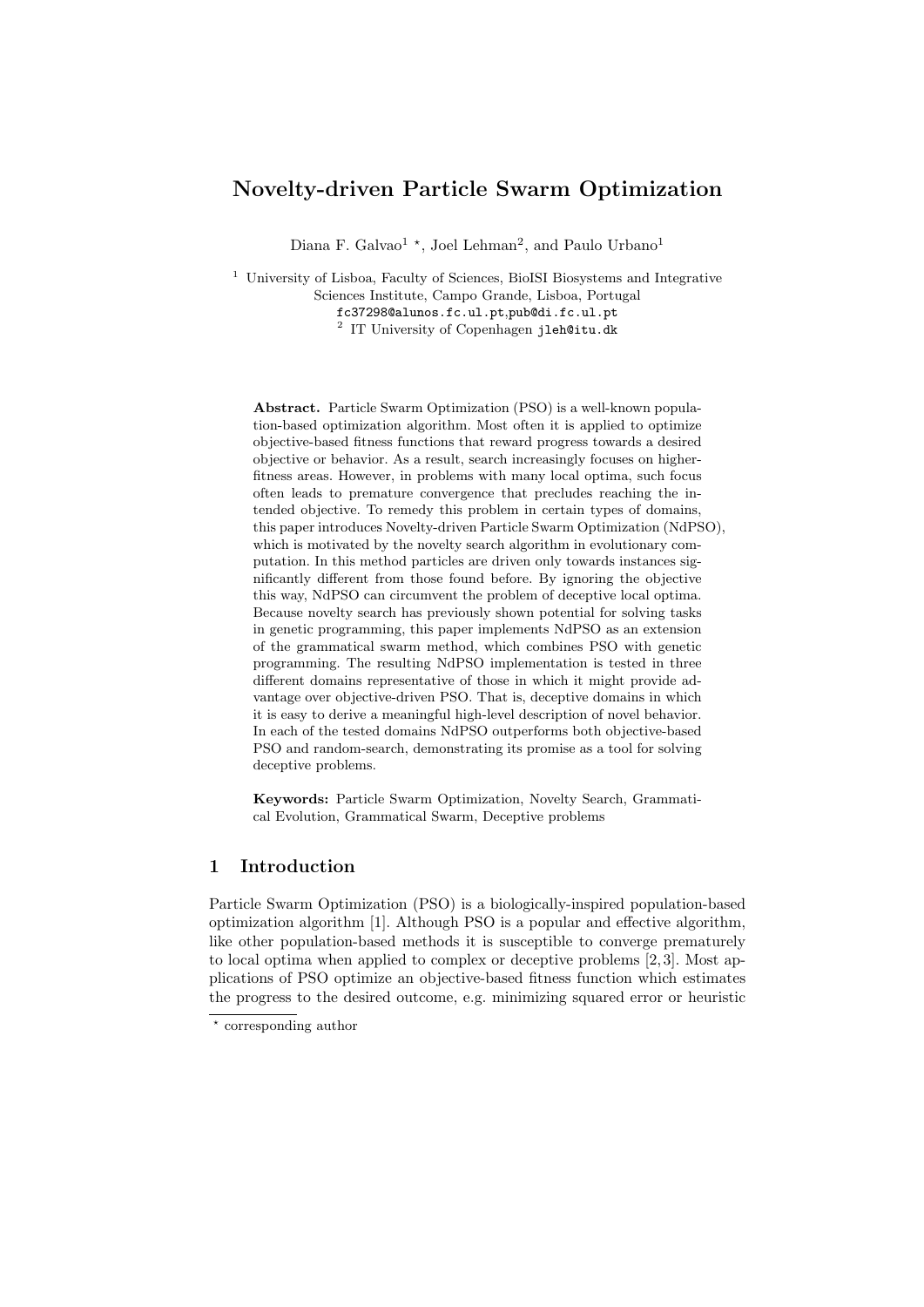# Novelty-driven Particle Swarm Optimization

Diana F. Galvao[1] *, Joel Lehman[2], and Paulo Urbano[1]

[1] University of Lisboa, Faculty of Sciences, BioISI Biosystems and Integrative Sciences Institute, Campo Grande, Lisboa, Portugal
fc37298@alunos.fc.ul.pt,pub@di.fc.ul.pt
[2] IT University of Copenhagen jleh@itu.dk

**Abstract.** Particle Swarm Optimization (PSO) is a well-known population-based optimization algorithm. Most often it is applied to optimize objective-based fitness functions that reward progress towards a desired objective or behavior. As a result, search increasingly focuses on higher-fitness areas. However, in problems with many local optima, such focus often leads to premature convergence that precludes reaching the intended objective. To remedy this problem in certain types of domains, this paper introduces Novelty-driven Particle Swarm Optimization (NdPSO), which is motivated by the novelty search algorithm in evolutionary computation. In this method particles are driven only towards instances significantly different from those found before. By ignoring the objective this way, NdPSO can circumvent the problem of deceptive local optima. Because novelty search has previously shown potential for solving tasks in genetic programming, this paper implements NdPSO as an extension of the grammatical swarm method, which combines PSO with genetic programming. The resulting NdPSO implementation is tested in three different domains representative of those in which it might provide advantage over objective-driven PSO. That is, deceptive domains in which it is easy to derive a meaningful high-level description of novel behavior. In each of the tested domains NdPSO outperforms both objective-based PSO and random-search, demonstrating its promise as a tool for solving deceptive problems.

**Keywords:** Particle Swarm Optimization, Novelty Search, Grammatical Evolution, Grammatical Swarm, Deceptive problems

## 1 Introduction

Particle Swarm Optimization (PSO) is a biologically-inspired population-based optimization algorithm [1]. Although PSO is a popular and effective algorithm, like other population-based methods it is susceptible to converge prematurely to local optima when applied to complex or deceptive problems [2,3]. Most applications of PSO optimize an objective-based fitness function which estimates the progress to the desired outcome, e.g. minimizing squared error or heuristic

* corresponding author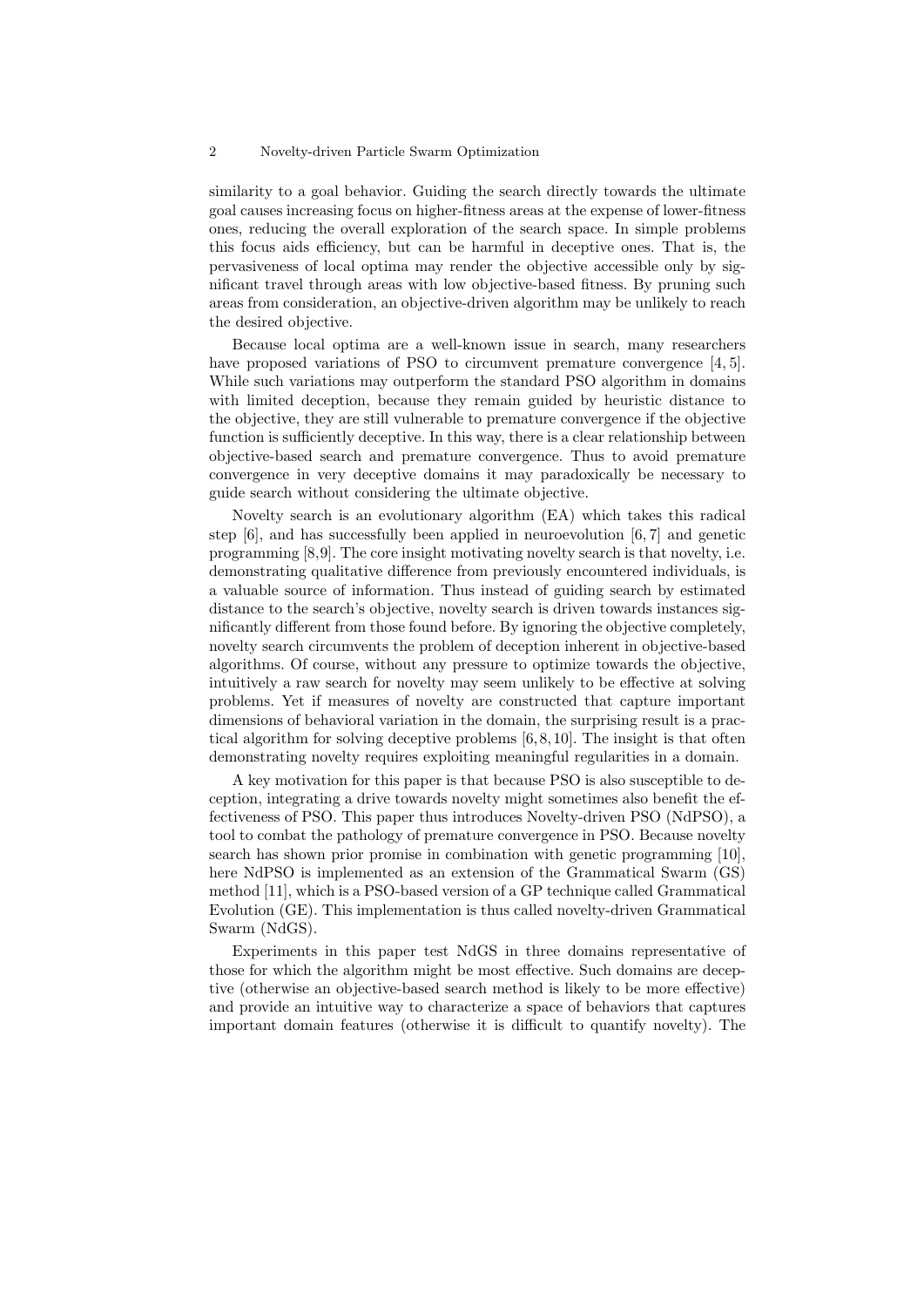similarity to a goal behavior. Guiding the search directly towards the ultimate goal causes increasing focus on higher-fitness areas at the expense of lower-fitness ones, reducing the overall exploration of the search space. In simple problems this focus aids efficiency, but can be harmful in deceptive ones. That is, the pervasiveness of local optima may render the objective accessible only by significant travel through areas with low objective-based fitness. By pruning such areas from consideration, an objective-driven algorithm may be unlikely to reach the desired objective.

Because local optima are a well-known issue in search, many researchers have proposed variations of PSO to circumvent premature convergence [4, 5]. While such variations may outperform the standard PSO algorithm in domains with limited deception, because they remain guided by heuristic distance to the objective, they are still vulnerable to premature convergence if the objective function is sufficiently deceptive. In this way, there is a clear relationship between objective-based search and premature convergence. Thus to avoid premature convergence in very deceptive domains it may paradoxically be necessary to guide search without considering the ultimate objective.

Novelty search is an evolutionary algorithm (EA) which takes this radical step [6], and has successfully been applied in neuroevolution [6, 7] and genetic programming [8,9]. The core insight motivating novelty search is that novelty, i.e. demonstrating qualitative difference from previously encountered individuals, is a valuable source of information. Thus instead of guiding search by estimated distance to the search's objective, novelty search is driven towards instances significantly different from those found before. By ignoring the objective completely, novelty search circumvents the problem of deception inherent in objective-based algorithms. Of course, without any pressure to optimize towards the objective, intuitively a raw search for novelty may seem unlikely to be effective at solving problems. Yet if measures of novelty are constructed that capture important dimensions of behavioral variation in the domain, the surprising result is a practical algorithm for solving deceptive problems [6, 8, 10]. The insight is that often demonstrating novelty requires exploiting meaningful regularities in a domain.

A key motivation for this paper is that because PSO is also susceptible to deception, integrating a drive towards novelty might sometimes also benefit the effectiveness of PSO. This paper thus introduces Novelty-driven PSO (NdPSO), a tool to combat the pathology of premature convergence in PSO. Because novelty search has shown prior promise in combination with genetic programming [10], here NdPSO is implemented as an extension of the Grammatical Swarm (GS) method [11], which is a PSO-based version of a GP technique called Grammatical Evolution (GE). This implementation is thus called novelty-driven Grammatical Swarm (NdGS).

Experiments in this paper test NdGS in three domains representative of those for which the algorithm might be most effective. Such domains are deceptive (otherwise an objective-based search method is likely to be more effective) and provide an intuitive way to characterize a space of behaviors that captures important domain features (otherwise it is difficult to quantify novelty). The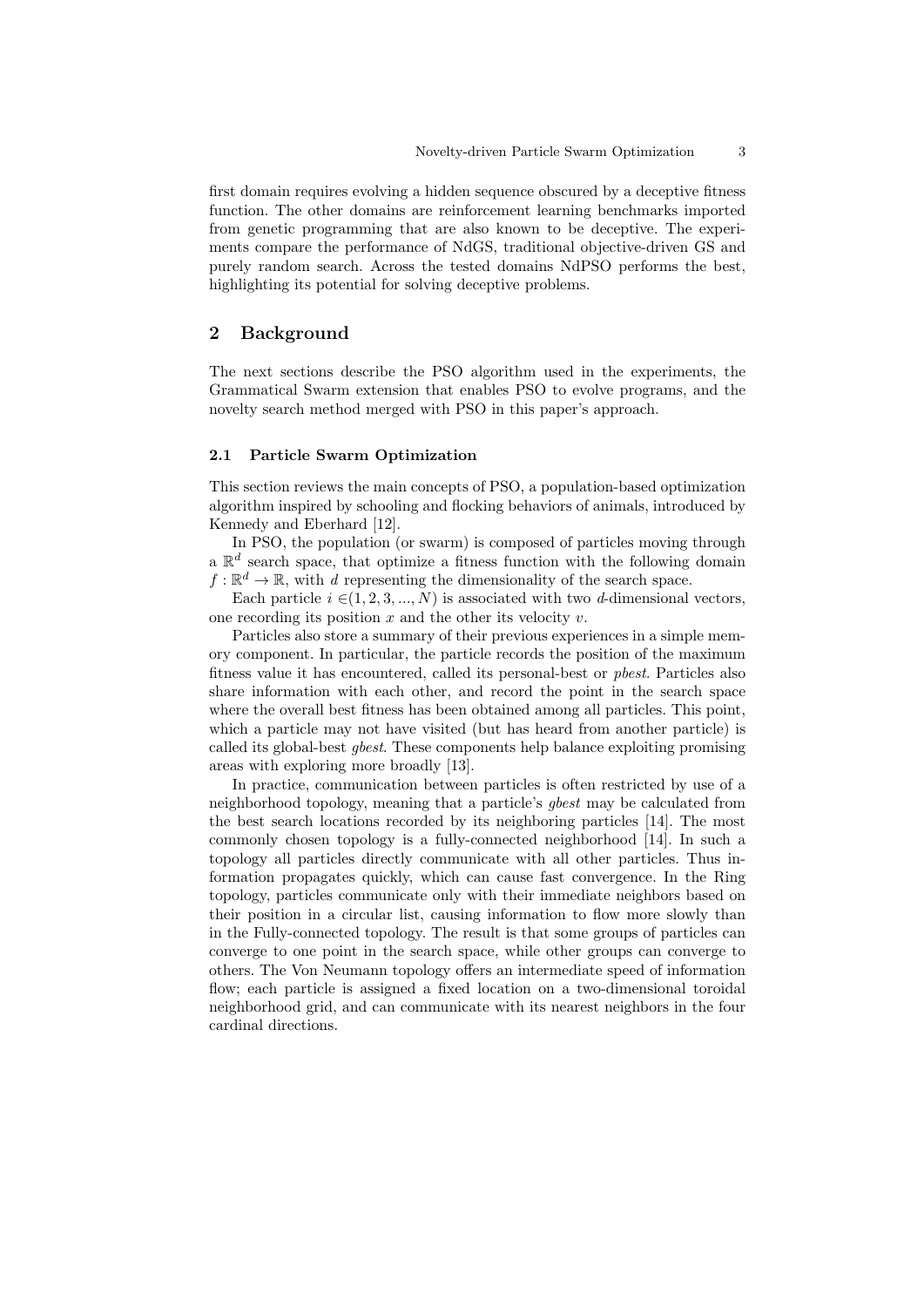first domain requires evolving a hidden sequence obscured by a deceptive fitness function. The other domains are reinforcement learning benchmarks imported from genetic programming that are also known to be deceptive. The experiments compare the performance of NdGS, traditional objective-driven GS and purely random search. Across the tested domains NdPSO performs the best, highlighting its potential for solving deceptive problems.

## 2 Background

The next sections describe the PSO algorithm used in the experiments, the Grammatical Swarm extension that enables PSO to evolve programs, and the novelty search method merged with PSO in this paper's approach.

### 2.1 Particle Swarm Optimization

This section reviews the main concepts of PSO, a population-based optimization algorithm inspired by schooling and flocking behaviors of animals, introduced by Kennedy and Eberhard [12].

In PSO, the population (or swarm) is composed of particles moving through a $\mathbb{R}^d$ search space, that optimize a fitness function with the following domain $f : \mathbb{R}^d \rightarrow \mathbb{R}$, with $d$ representing the dimensionality of the search space.

Each particle $i \in (1, 2, 3, ..., N)$ is associated with two $d$-dimensional vectors, one recording its position $x$ and the other its velocity $v$.

Particles also store a summary of their previous experiences in a simple memory component. In particular, the particle records the position of the maximum fitness value it has encountered, called its personal-best or *pbest*. Particles also share information with each other, and record the point in the search space where the overall best fitness has been obtained among all particles. This point, which a particle may not have visited (but has heard from another particle) is called its global-best *gbest*. These components help balance exploiting promising areas with exploring more broadly [13].

In practice, communication between particles is often restricted by use of a neighborhood topology, meaning that a particle's *gbest* may be calculated from the best search locations recorded by its neighboring particles [14]. The most commonly chosen topology is a fully-connected neighborhood [14]. In such a topology all particles directly communicate with all other particles. Thus information propagates quickly, which can cause fast convergence. In the Ring topology, particles communicate only with their immediate neighbors based on their position in a circular list, causing information to flow more slowly than in the Fully-connected topology. The result is that some groups of particles can converge to one point in the search space, while other groups can converge to others. The Von Neumann topology offers an intermediate speed of information flow; each particle is assigned a fixed location on a two-dimensional toroidal neighborhood grid, and can communicate with its nearest neighbors in the four cardinal directions.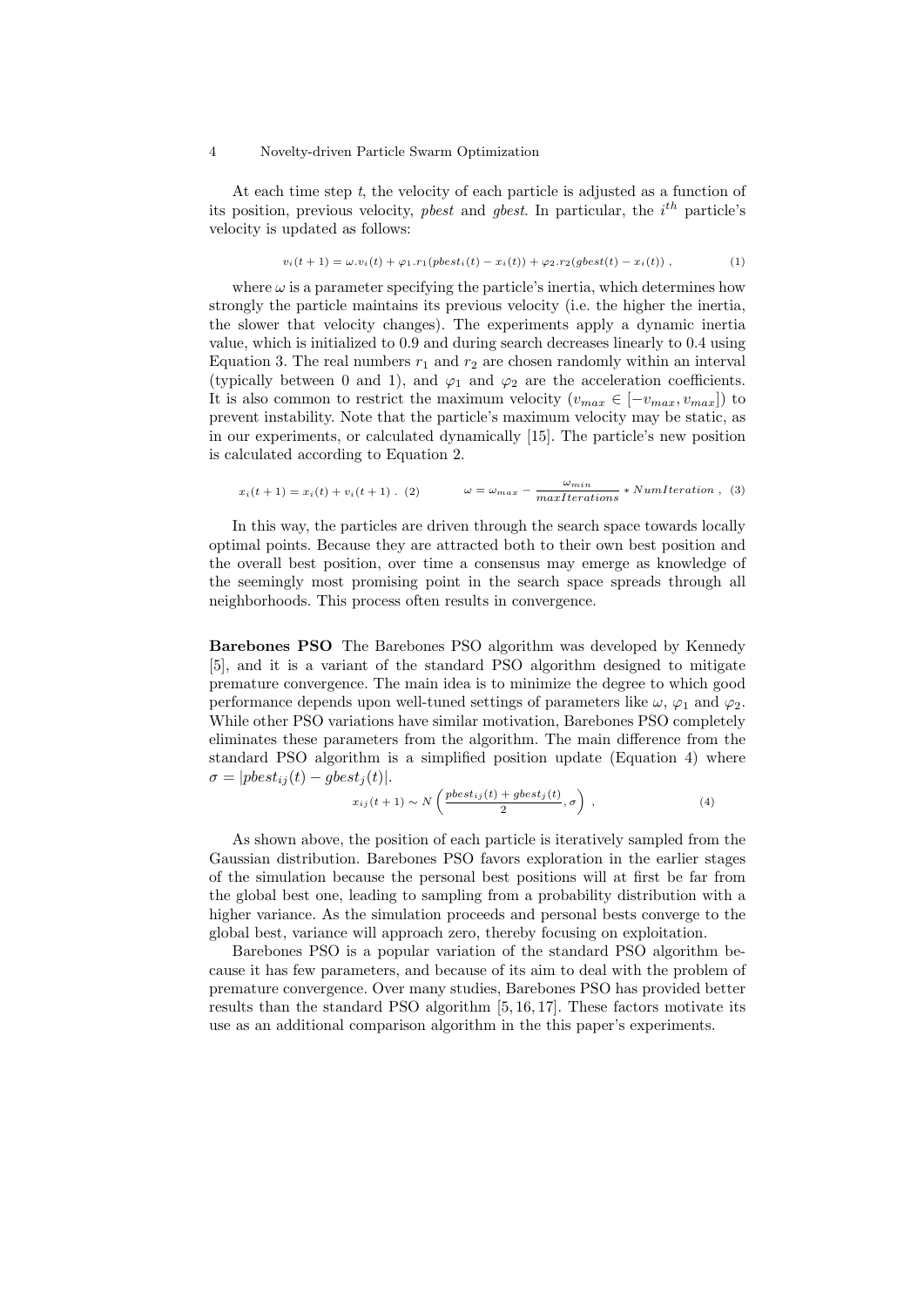At each time step $t$, the velocity of each particle is adjusted as a function of its position, previous velocity, *pbest* and *gbest*. In particular, the $i^{th}$ particle's velocity is updated as follows:

$$v_i(t+1) = \omega.v_i(t) + \varphi_1.r_1(pbest_i(t) - x_i(t)) + \varphi_2.r_2(gbest(t) - x_i(t)) \ , \tag{1}$$

where $\omega$ is a parameter specifying the particle's inertia, which determines how strongly the particle maintains its previous velocity (i.e. the higher the inertia, the slower that velocity changes). The experiments apply a dynamic inertia value, which is initialized to 0.9 and during search decreases linearly to 0.4 using Equation 3. The real numbers $r_1$ and $r_2$ are chosen randomly within an interval (typically between 0 and 1), and $\varphi_1$ and $\varphi_2$ are the acceleration coefficients. It is also common to restrict the maximum velocity ($v_{max} \in [-v_{max}, v_{max}]$) to prevent instability. Note that the particle's maximum velocity may be static, as in our experiments, or calculated dynamically [15]. The particle's new position is calculated according to Equation 2.

$$x_i(t+1) = x_i(t) + v_i(t+1) \ . \tag{2}$$

$$\omega = \omega_{max} - \frac{\omega_{min}}{maxIterations} * NumIteration \ , \tag{3}$$

In this way, the particles are driven through the search space towards locally optimal points. Because they are attracted both to their own best position and the overall best position, over time a consensus may emerge as knowledge of the seemingly most promising point in the search space spreads through all neighborhoods. This process often results in convergence.

**Barebones PSO** The Barebones PSO algorithm was developed by Kennedy [5], and it is a variant of the standard PSO algorithm designed to mitigate premature convergence. The main idea is to minimize the degree to which good performance depends upon well-tuned settings of parameters like $\omega$, $\varphi_1$ and $\varphi_2$. While other PSO variations have similar motivation, Barebones PSO completely eliminates these parameters from the algorithm. The main difference from the standard PSO algorithm is a simplified position update (Equation 4) where $\sigma = |pbest_{ij}(t) - gbest_j(t)|$.

$$x_{ij}(t+1) \sim N\left(\frac{pbest_{ij}(t) + gbest_j(t)}{2}, \sigma\right) \ , \tag{4}$$

As shown above, the position of each particle is iteratively sampled from the Gaussian distribution. Barebones PSO favors exploration in the earlier stages of the simulation because the personal best positions will at first be far from the global best one, leading to sampling from a probability distribution with a higher variance. As the simulation proceeds and personal bests converge to the global best, variance will approach zero, thereby focusing on exploitation.

Barebones PSO is a popular variation of the standard PSO algorithm because it has few parameters, and because of its aim to deal with the problem of premature convergence. Over many studies, Barebones PSO has provided better results than the standard PSO algorithm [5, 16, 17]. These factors motivate its use as an additional comparison algorithm in the this paper's experiments.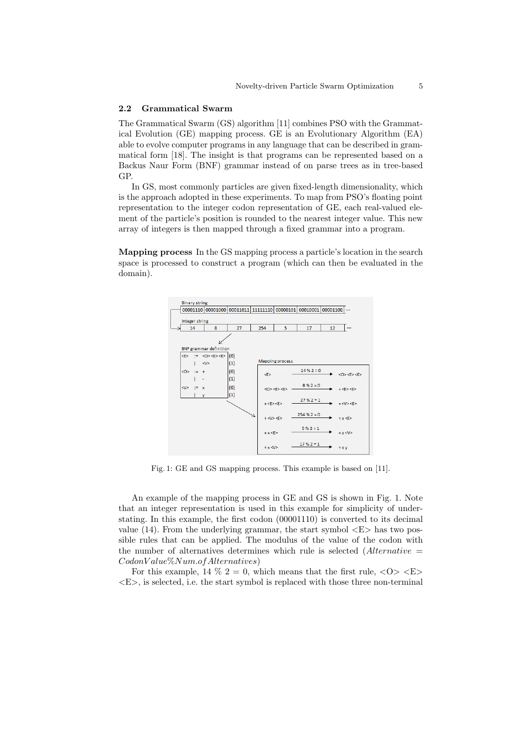### 2.2 Grammatical Swarm

The Grammatical Swarm (GS) algorithm [11] combines PSO with the Grammatical Evolution (GE) mapping process. GE is an Evolutionary Algorithm (EA) able to evolve computer programs in any language that can be described in grammatical form [18]. The insight is that programs can be represented based on a Backus Naur Form (BNF) grammar instead of on parse trees as in tree-based GP.

In GS, most commonly particles are given fixed-length dimensionality, which is the approach adopted in these experiments. To map from PSO's floating point representation to the integer codon representation of GE, each real-valued element of the particle's position is rounded to the nearest integer value. This new array of integers is then mapped through a fixed grammar into a program.

**Mapping process** In the GS mapping process a particle's location in the search space is processed to construct a program (which can then be evaluated in the domain).

Fig. 1: GE and GS mapping process. This example is based on [11].

An example of the mapping process in GE and GS is shown in Fig. 1. Note that an integer representation is used in this example for simplicity of understanding. In this example, the first codon (00001110) is converted to its decimal value (14). From the underlying grammar, the start symbol <E> has two possible rules that can be applied. The modulus of the value of the codon with the number of alternatives determines which rule is selected ($Alternative = CodonValue \% Num.of Alternatives$)

For this example, 14 % 2 = 0, which means that the first rule, <O> <E> <E>, is selected, i.e. the start symbol is replaced with those three non-terminal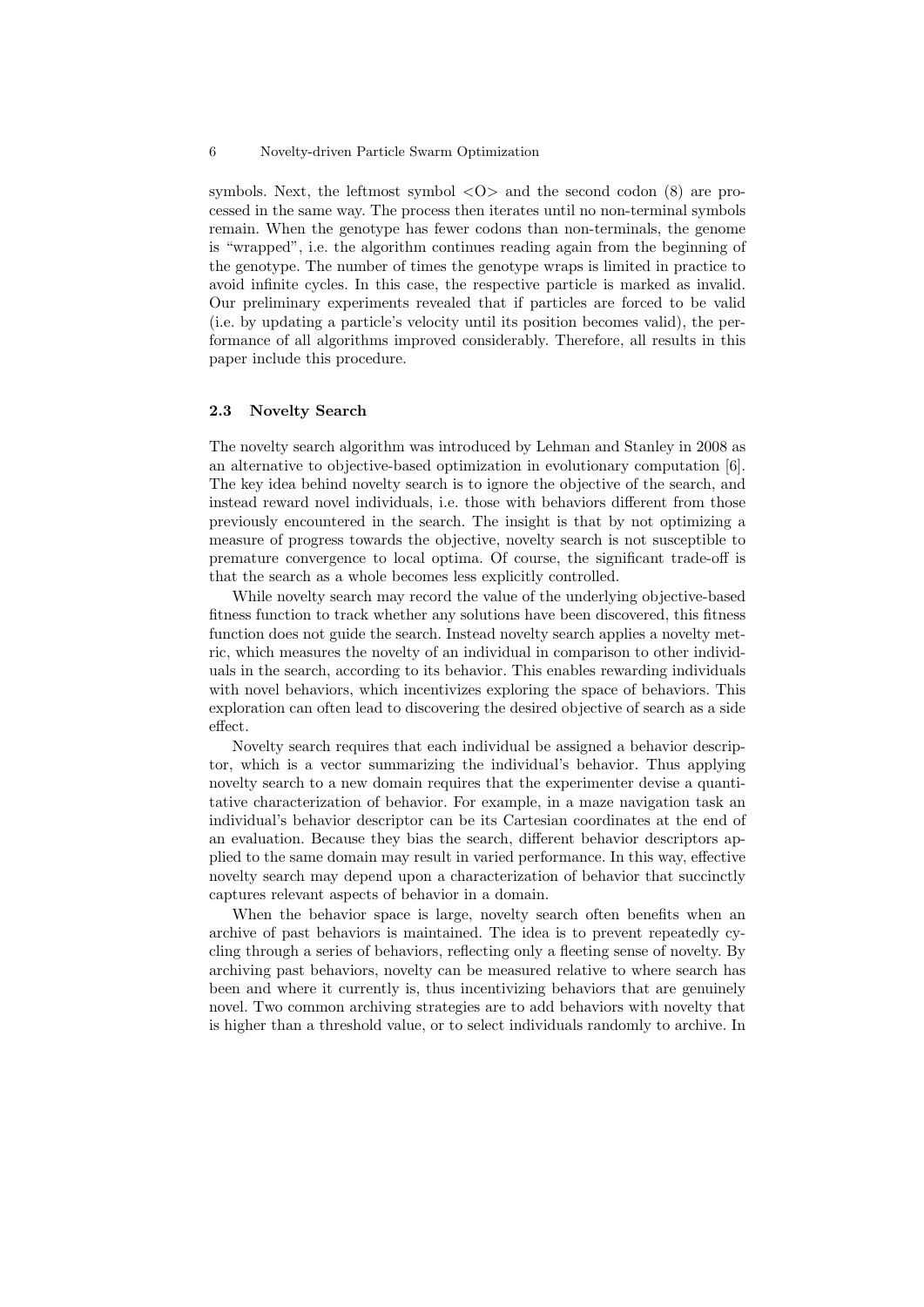symbols. Next, the leftmost symbol <O> and the second codon (8) are processed in the same way. The process then iterates until no non-terminal symbols remain. When the genotype has fewer codons than non-terminals, the genome is "wrapped", i.e. the algorithm continues reading again from the beginning of the genotype. The number of times the genotype wraps is limited in practice to avoid infinite cycles. In this case, the respective particle is marked as invalid. Our preliminary experiments revealed that if particles are forced to be valid (i.e. by updating a particle's velocity until its position becomes valid), the performance of all algorithms improved considerably. Therefore, all results in this paper include this procedure.

### 2.3 Novelty Search

The novelty search algorithm was introduced by Lehman and Stanley in 2008 as an alternative to objective-based optimization in evolutionary computation [6]. The key idea behind novelty search is to ignore the objective of the search, and instead reward novel individuals, i.e. those with behaviors different from those previously encountered in the search. The insight is that by not optimizing a measure of progress towards the objective, novelty search is not susceptible to premature convergence to local optima. Of course, the significant trade-off is that the search as a whole becomes less explicitly controlled.

While novelty search may record the value of the underlying objective-based fitness function to track whether any solutions have been discovered, this fitness function does not guide the search. Instead novelty search applies a novelty metric, which measures the novelty of an individual in comparison to other individuals in the search, according to its behavior. This enables rewarding individuals with novel behaviors, which incentivizes exploring the space of behaviors. This exploration can often lead to discovering the desired objective of search as a side effect.

Novelty search requires that each individual be assigned a behavior descriptor, which is a vector summarizing the individual's behavior. Thus applying novelty search to a new domain requires that the experimenter devise a quantitative characterization of behavior. For example, in a maze navigation task an individual's behavior descriptor can be its Cartesian coordinates at the end of an evaluation. Because they bias the search, different behavior descriptors applied to the same domain may result in varied performance. In this way, effective novelty search may depend upon a characterization of behavior that succinctly captures relevant aspects of behavior in a domain.

When the behavior space is large, novelty search often benefits when an archive of past behaviors is maintained. The idea is to prevent repeatedly cycling through a series of behaviors, reflecting only a fleeting sense of novelty. By archiving past behaviors, novelty can be measured relative to where search has been and where it currently is, thus incentivizing behaviors that are genuinely novel. Two common archiving strategies are to add behaviors with novelty that is higher than a threshold value, or to select individuals randomly to archive. In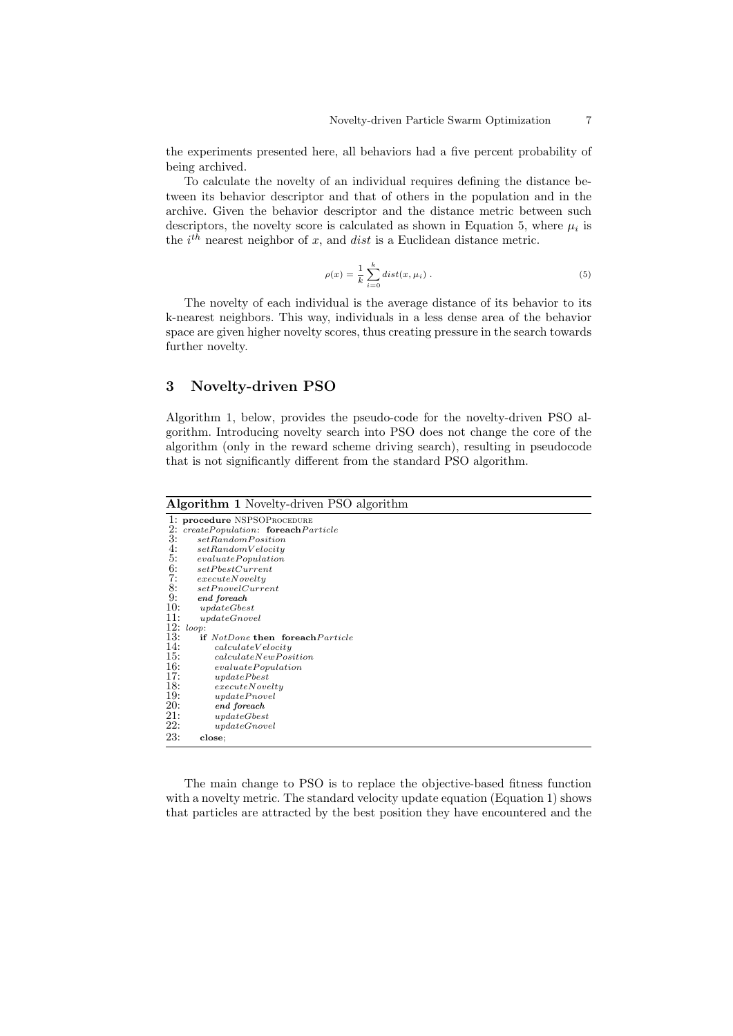the experiments presented here, all behaviors had a five percent probability of being archived.

To calculate the novelty of an individual requires defining the distance between its behavior descriptor and that of others in the population and in the archive. Given the behavior descriptor and the distance metric between such descriptors, the novelty score is calculated as shown in Equation 5, where $\mu_i$ is the $i^{th}$ nearest neighbor of $x$, and $dist$ is a Euclidean distance metric.

$$\rho(x) = \frac{1}{k} \sum_{i=0}^{k} dist(x, \mu_i) \; . \tag{5}$$

The novelty of each individual is the average distance of its behavior to its k-nearest neighbors. This way, individuals in a less dense area of the behavior space are given higher novelty scores, thus creating pressure in the search towards further novelty.

## 3 Novelty-driven PSO

Algorithm 1, below, provides the pseudo-code for the novelty-driven PSO algorithm. Introducing novelty search into PSO does not change the core of the algorithm (only in the reward scheme driving search), resulting in pseudocode that is not significantly different from the standard PSO algorithm.

**Algorithm 1** Novelty-driven PSO algorithm

```
1:  procedure NSPSOProcedure
2:  createPopulation: foreach Particle
3:      setRandomPosition
4:      setRandomVelocity
5:      evaluatePopulation
6:      setPbestCurrent
7:      executeNovelty
8:      setPnovelCurrent
9:      end foreach
10:     updateGbest
11:     updateGnovel
12: loop:
13:     if NotDone then foreach Particle
14:         calculateVelocity
15:         calculateNewPosition
16:         evaluatePopulation
17:         updatePbest
18:         executeNovelty
19:         updatePnovel
20:         end foreach
21:         updateGbest
22:         updateGnovel
23:     close;
```

The main change to PSO is to replace the objective-based fitness function with a novelty metric. The standard velocity update equation (Equation 1) shows that particles are attracted by the best position they have encountered and the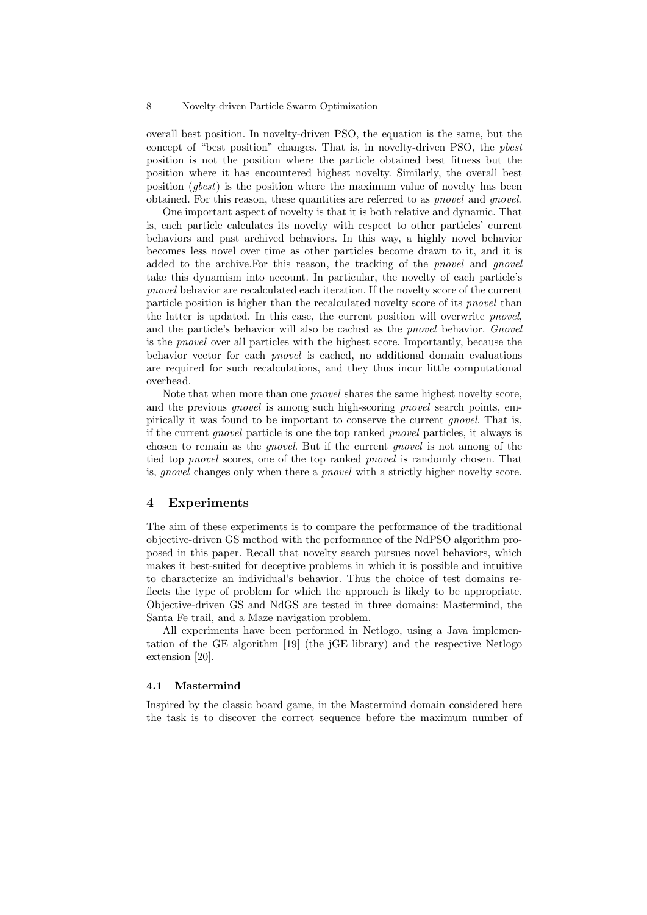overall best position. In novelty-driven PSO, the equation is the same, but the concept of "best position" changes. That is, in novelty-driven PSO, the *pbest* position is not the position where the particle obtained best fitness but the position where it has encountered highest novelty. Similarly, the overall best position (*gbest*) is the position where the maximum value of novelty has been obtained. For this reason, these quantities are referred to as *pnovel* and *gnovel*.

One important aspect of novelty is that it is both relative and dynamic. That is, each particle calculates its novelty with respect to other particles' current behaviors and past archived behaviors. In this way, a highly novel behavior becomes less novel over time as other particles become drawn to it, and it is added to the archive.For this reason, the tracking of the *pnovel* and *gnovel* take this dynamism into account. In particular, the novelty of each particle's *pnovel* behavior are recalculated each iteration. If the novelty score of the current particle position is higher than the recalculated novelty score of its *pnovel* than the latter is updated. In this case, the current position will overwrite *pnovel*, and the particle's behavior will also be cached as the *pnovel* behavior. *Gnovel* is the *pnovel* over all particles with the highest score. Importantly, because the behavior vector for each *pnovel* is cached, no additional domain evaluations are required for such recalculations, and they thus incur little computational overhead.

Note that when more than one *pnovel* shares the same highest novelty score, and the previous *gnovel* is among such high-scoring *pnovel* search points, empirically it was found to be important to conserve the current *gnovel*. That is, if the current *gnovel* particle is one the top ranked *pnovel* particles, it always is chosen to remain as the *gnovel*. But if the current *gnovel* is not among of the tied top *pnovel* scores, one of the top ranked *pnovel* is randomly chosen. That is, *gnovel* changes only when there a *pnovel* with a strictly higher novelty score.

## 4 Experiments

The aim of these experiments is to compare the performance of the traditional objective-driven GS method with the performance of the NdPSO algorithm proposed in this paper. Recall that novelty search pursues novel behaviors, which makes it best-suited for deceptive problems in which it is possible and intuitive to characterize an individual's behavior. Thus the choice of test domains reflects the type of problem for which the approach is likely to be appropriate. Objective-driven GS and NdGS are tested in three domains: Mastermind, the Santa Fe trail, and a Maze navigation problem.

All experiments have been performed in Netlogo, using a Java implementation of the GE algorithm [19] (the jGE library) and the respective Netlogo extension [20].

### 4.1 Mastermind

Inspired by the classic board game, in the Mastermind domain considered here the task is to discover the correct sequence before the maximum number of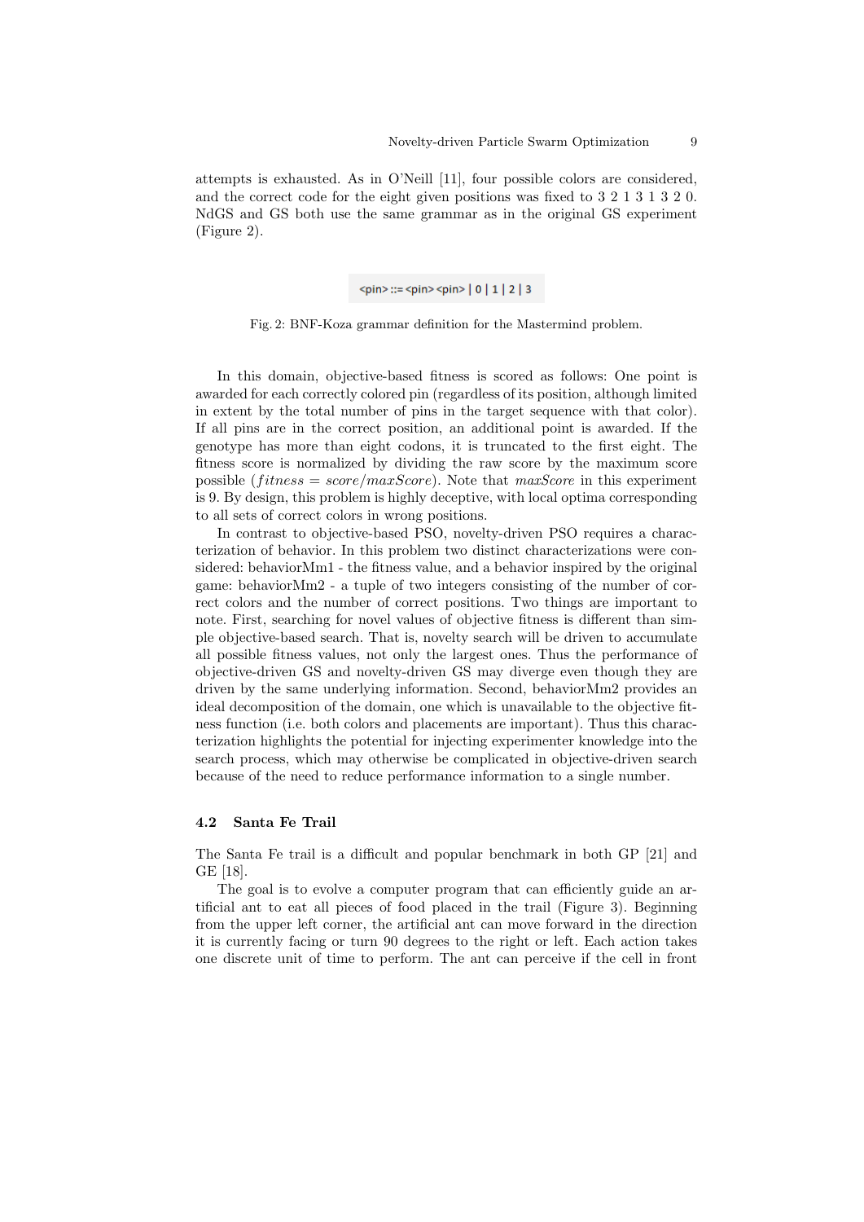attempts is exhausted. As in O'Neill [11], four possible colors are considered, and the correct code for the eight given positions was fixed to 3 2 1 3 1 3 2 0. NdGS and GS both use the same grammar as in the original GS experiment (Figure 2).

```
<pin> ::= <pin> <pin> | 0 | 1 | 2 | 3
```

Fig. 2: BNF-Koza grammar definition for the Mastermind problem.

In this domain, objective-based fitness is scored as follows: One point is awarded for each correctly colored pin (regardless of its position, although limited in extent by the total number of pins in the target sequence with that color). If all pins are in the correct position, an additional point is awarded. If the genotype has more than eight codons, it is truncated to the first eight. The fitness score is normalized by dividing the raw score by the maximum score possible ($fitness = score/maxScore$). Note that $maxScore$ in this experiment is 9. By design, this problem is highly deceptive, with local optima corresponding to all sets of correct colors in wrong positions.

In contrast to objective-based PSO, novelty-driven PSO requires a characterization of behavior. In this problem two distinct characterizations were considered: behaviorMm1 - the fitness value, and a behavior inspired by the original game: behaviorMm2 - a tuple of two integers consisting of the number of correct colors and the number of correct positions. Two things are important to note. First, searching for novel values of objective fitness is different than simple objective-based search. That is, novelty search will be driven to accumulate all possible fitness values, not only the largest ones. Thus the performance of objective-driven GS and novelty-driven GS may diverge even though they are driven by the same underlying information. Second, behaviorMm2 provides an ideal decomposition of the domain, one which is unavailable to the objective fitness function (i.e. both colors and placements are important). Thus this characterization highlights the potential for injecting experimenter knowledge into the search process, which may otherwise be complicated in objective-driven search because of the need to reduce performance information to a single number.

### 4.2 Santa Fe Trail

The Santa Fe trail is a difficult and popular benchmark in both GP [21] and GE [18].

The goal is to evolve a computer program that can efficiently guide an artificial ant to eat all pieces of food placed in the trail (Figure 3). Beginning from the upper left corner, the artificial ant can move forward in the direction it is currently facing or turn 90 degrees to the right or left. Each action takes one discrete unit of time to perform. The ant can perceive if the cell in front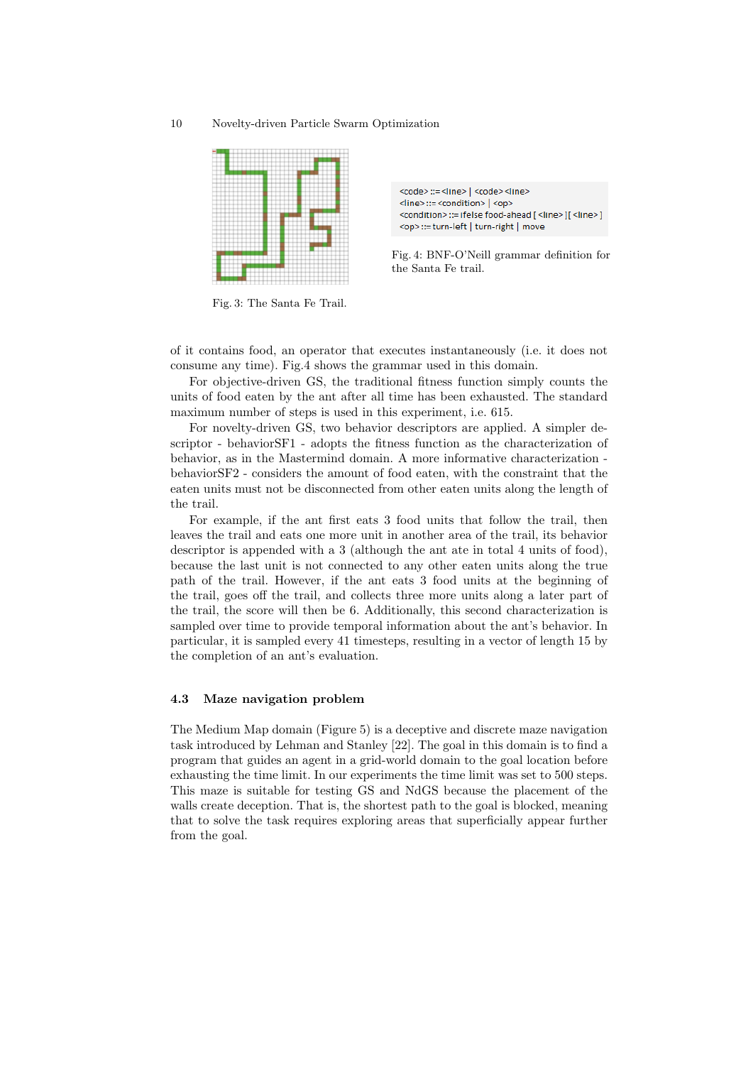Fig. 3: The Santa Fe Trail.

```
<code> ::= <line> | <code> <line>
<line> ::= <condition> | <op>
<condition> ::= ifelse food-ahead [ <line> ][ <line> ]
<op> ::= turn-left | turn-right | move
```

Fig. 4: BNF-O'Neill grammar definition for the Santa Fe trail.

of it contains food, an operator that executes instantaneously (i.e. it does not consume any time). Fig.4 shows the grammar used in this domain.

For objective-driven GS, the traditional fitness function simply counts the units of food eaten by the ant after all time has been exhausted. The standard maximum number of steps is used in this experiment, i.e. 615.

For novelty-driven GS, two behavior descriptors are applied. A simpler descriptor - behaviorSF1 - adopts the fitness function as the characterization of behavior, as in the Mastermind domain. A more informative characterization - behaviorSF2 - considers the amount of food eaten, with the constraint that the eaten units must not be disconnected from other eaten units along the length of the trail.

For example, if the ant first eats 3 food units that follow the trail, then leaves the trail and eats one more unit in another area of the trail, its behavior descriptor is appended with a 3 (although the ant ate in total 4 units of food), because the last unit is not connected to any other eaten units along the true path of the trail. However, if the ant eats 3 food units at the beginning of the trail, goes off the trail, and collects three more units along a later part of the trail, the score will then be 6. Additionally, this second characterization is sampled over time to provide temporal information about the ant's behavior. In particular, it is sampled every 41 timesteps, resulting in a vector of length 15 by the completion of an ant's evaluation.

### 4.3 Maze navigation problem

The Medium Map domain (Figure 5) is a deceptive and discrete maze navigation task introduced by Lehman and Stanley [22]. The goal in this domain is to find a program that guides an agent in a grid-world domain to the goal location before exhausting the time limit. In our experiments the time limit was set to 500 steps. This maze is suitable for testing GS and NdGS because the placement of the walls create deception. That is, the shortest path to the goal is blocked, meaning that to solve the task requires exploring areas that superficially appear further from the goal.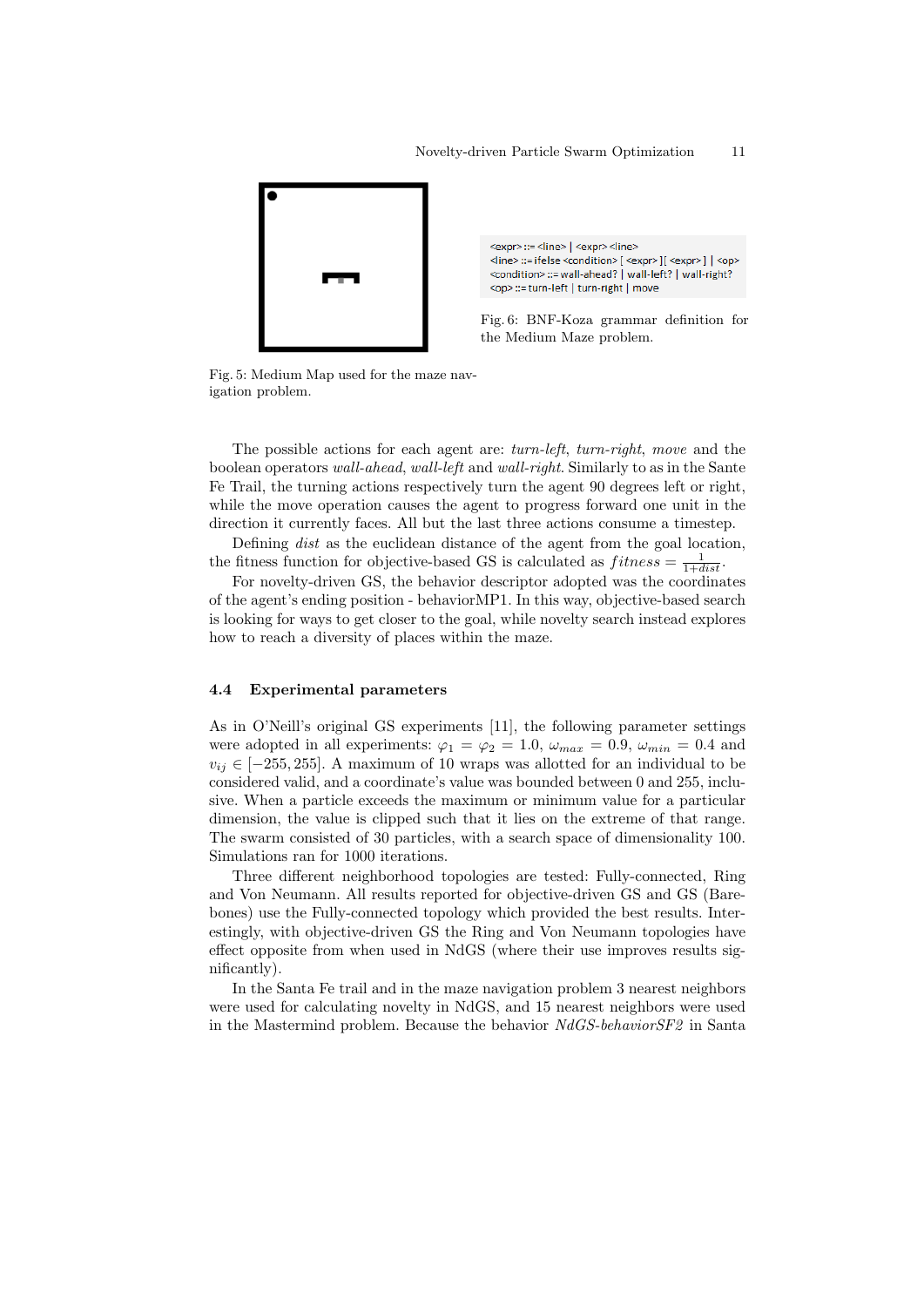Fig. 5: Medium Map used for the maze navigation problem.

```
<expr> ::= <line> | <expr> <line>
<line> ::= ifelse <condition> [ <expr> ][ <expr> ] | <op>
<condition> ::= wall-ahead? | wall-left? | wall-right?
<op> ::= turn-left | turn-right | move
```

Fig. 6: BNF-Koza grammar definition for the Medium Maze problem.

The possible actions for each agent are: *turn-left*, *turn-right*, *move* and the boolean operators *wall-ahead*, *wall-left* and *wall-right*. Similarly to as in the Sante Fe Trail, the turning actions respectively turn the agent 90 degrees left or right, while the move operation causes the agent to progress forward one unit in the direction it currently faces. All but the last three actions consume a timestep.

Defining *dist* as the euclidean distance of the agent from the goal location, the fitness function for objective-based GS is calculated as $fitness = \frac{1}{1+dist}$.

For novelty-driven GS, the behavior descriptor adopted was the coordinates of the agent's ending position - behaviorMP1. In this way, objective-based search is looking for ways to get closer to the goal, while novelty search instead explores how to reach a diversity of places within the maze.

### 4.4 Experimental parameters

As in O'Neill's original GS experiments [11], the following parameter settings were adopted in all experiments: $\varphi_1 = \varphi_2 = 1.0$, $\omega_{max} = 0.9$, $\omega_{min} = 0.4$ and $v_{ij} \in [-255, 255]$. A maximum of 10 wraps was allotted for an individual to be considered valid, and a coordinate's value was bounded between 0 and 255, inclusive. When a particle exceeds the maximum or minimum value for a particular dimension, the value is clipped such that it lies on the extreme of that range. The swarm consisted of 30 particles, with a search space of dimensionality 100. Simulations ran for 1000 iterations.

Three different neighborhood topologies are tested: Fully-connected, Ring and Von Neumann. All results reported for objective-driven GS and GS (Barebones) use the Fully-connected topology which provided the best results. Interestingly, with objective-driven GS the Ring and Von Neumann topologies have effect opposite from when used in NdGS (where their use improves results significantly).

In the Santa Fe trail and in the maze navigation problem 3 nearest neighbors were used for calculating novelty in NdGS, and 15 nearest neighbors were used in the Mastermind problem. Because the behavior *NdGS-behaviorSF2* in Santa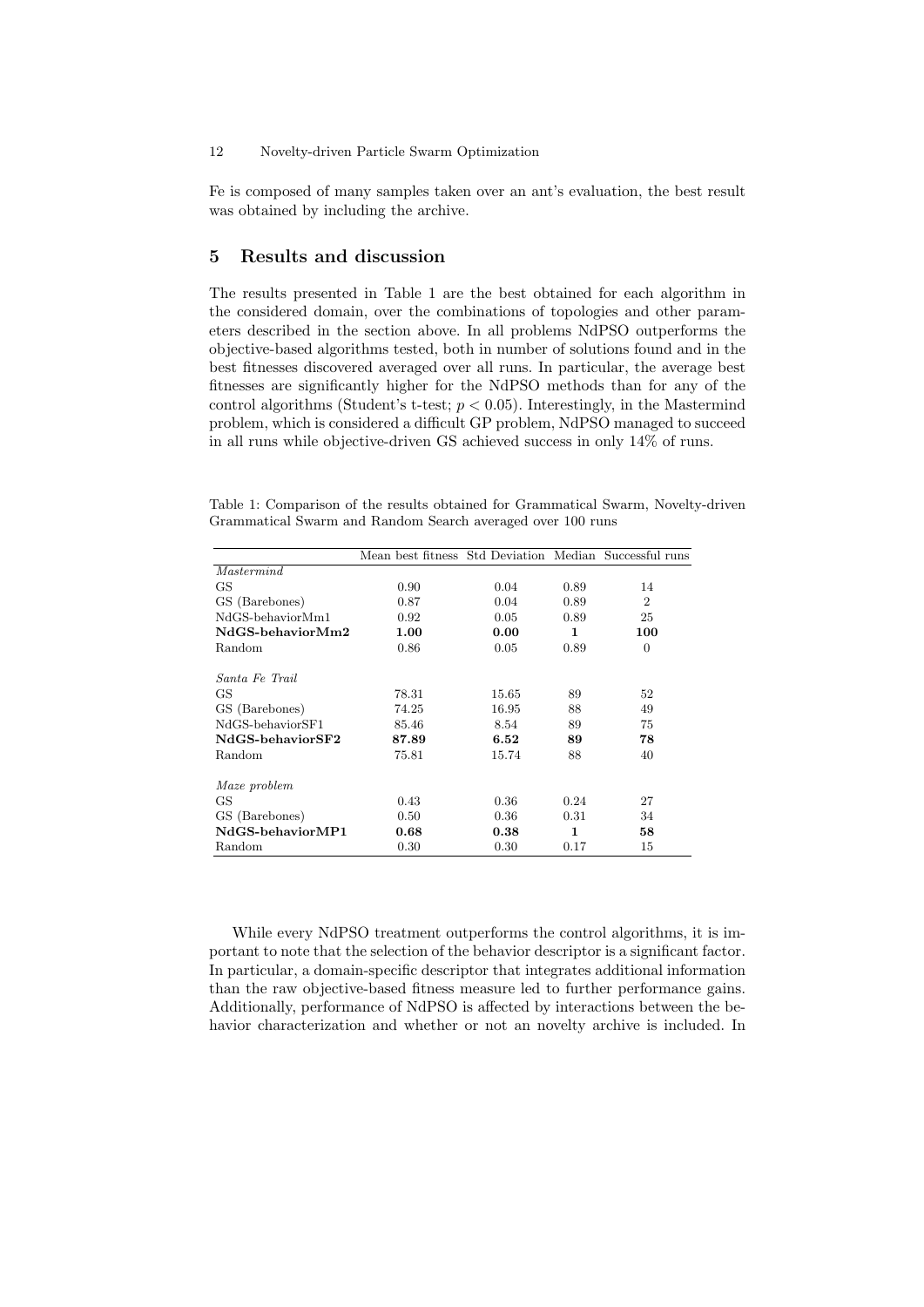Fe is composed of many samples taken over an ant's evaluation, the best result was obtained by including the archive.

## 5 Results and discussion

The results presented in Table 1 are the best obtained for each algorithm in the considered domain, over the combinations of topologies and other parameters described in the section above. In all problems NdPSO outperforms the objective-based algorithms tested, both in number of solutions found and in the best fitnesses discovered averaged over all runs. In particular, the average best fitnesses are significantly higher for the NdPSO methods than for any of the control algorithms (Student's t-test; $p < 0.05$). Interestingly, in the Mastermind problem, which is considered a difficult GP problem, NdPSO managed to succeed in all runs while objective-driven GS achieved success in only 14% of runs.

Table 1: Comparison of the results obtained for Grammatical Swarm, Novelty-driven Grammatical Swarm and Random Search averaged over 100 runs

| | Mean best fitness | Std Deviation | Median | Successful runs |
|---|---|---|---|---|
| *Mastermind* | | | | |
| GS | 0.90 | 0.04 | 0.89 | 14 |
| GS (Barebones) | 0.87 | 0.04 | 0.89 | 2 |
| NdGS-behaviorMm1 | 0.92 | 0.05 | 0.89 | 25 |
| **NdGS-behaviorMm2** | **1.00** | **0.00** | **1** | **100** |
| Random | 0.86 | 0.05 | 0.89 | 0 |
| *Santa Fe Trail* | | | | |
| GS | 78.31 | 15.65 | 89 | 52 |
| GS (Barebones) | 74.25 | 16.95 | 88 | 49 |
| NdGS-behaviorSF1 | 85.46 | 8.54 | 89 | 75 |
| **NdGS-behaviorSF2** | **87.89** | **6.52** | **89** | **78** |
| Random | 75.81 | 15.74 | 88 | 40 |
| *Maze problem* | | | | |
| GS | 0.43 | 0.36 | 0.24 | 27 |
| GS (Barebones) | 0.50 | 0.36 | 0.31 | 34 |
| **NdGS-behaviorMP1** | **0.68** | **0.38** | **1** | **58** |
| Random | 0.30 | 0.30 | 0.17 | 15 |

While every NdPSO treatment outperforms the control algorithms, it is important to note that the selection of the behavior descriptor is a significant factor. In particular, a domain-specific descriptor that integrates additional information than the raw objective-based fitness measure led to further performance gains. Additionally, performance of NdPSO is affected by interactions between the behavior characterization and whether or not an novelty archive is included. In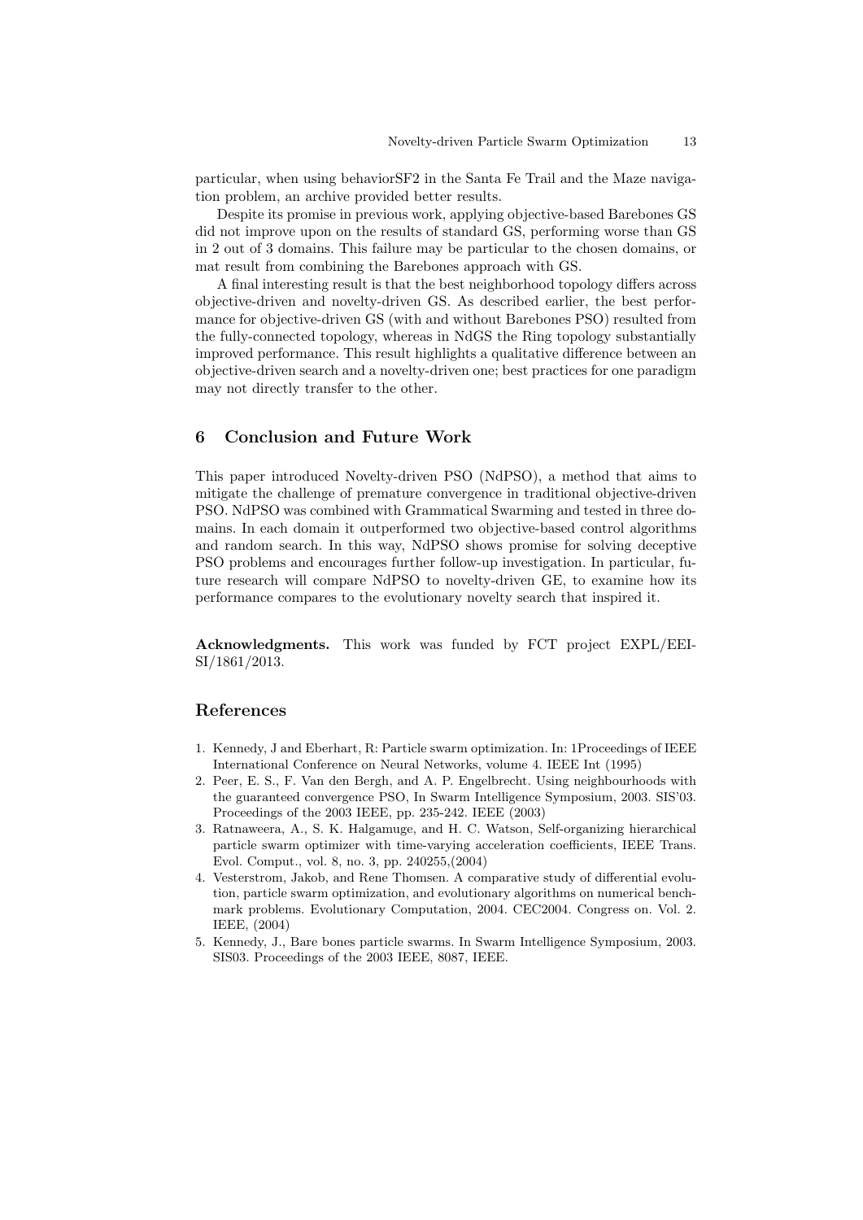particular, when using behaviorSF2 in the Santa Fe Trail and the Maze navigation problem, an archive provided better results.

Despite its promise in previous work, applying objective-based Barebones GS did not improve upon on the results of standard GS, performing worse than GS in 2 out of 3 domains. This failure may be particular to the chosen domains, or mat result from combining the Barebones approach with GS.

A final interesting result is that the best neighborhood topology differs across objective-driven and novelty-driven GS. As described earlier, the best performance for objective-driven GS (with and without Barebones PSO) resulted from the fully-connected topology, whereas in NdGS the Ring topology substantially improved performance. This result highlights a qualitative difference between an objective-driven search and a novelty-driven one; best practices for one paradigm may not directly transfer to the other.

## 6 Conclusion and Future Work

This paper introduced Novelty-driven PSO (NdPSO), a method that aims to mitigate the challenge of premature convergence in traditional objective-driven PSO. NdPSO was combined with Grammatical Swarming and tested in three domains. In each domain it outperformed two objective-based control algorithms and random search. In this way, NdPSO shows promise for solving deceptive PSO problems and encourages further follow-up investigation. In particular, future research will compare NdPSO to novelty-driven GE, to examine how its performance compares to the evolutionary novelty search that inspired it.

**Acknowledgments.** This work was funded by FCT project EXPL/EEI-SI/1861/2013.

## References

1. Kennedy, J and Eberhart, R: Particle swarm optimization. In: 1Proceedings of IEEE International Conference on Neural Networks, volume 4. IEEE Int (1995)
2. Peer, E. S., F. Van den Bergh, and A. P. Engelbrecht. Using neighbourhoods with the guaranteed convergence PSO, In Swarm Intelligence Symposium, 2003. SIS'03. Proceedings of the 2003 IEEE, pp. 235-242. IEEE (2003)
3. Ratnaweera, A., S. K. Halgamuge, and H. C. Watson, Self-organizing hierarchical particle swarm optimizer with time-varying acceleration coefficients, IEEE Trans. Evol. Comput., vol. 8, no. 3, pp. 240255,(2004)
4. Vesterstrom, Jakob, and Rene Thomsen. A comparative study of differential evolution, particle swarm optimization, and evolutionary algorithms on numerical benchmark problems. Evolutionary Computation, 2004. CEC2004. Congress on. Vol. 2. IEEE, (2004)
5. Kennedy, J., Bare bones particle swarms. In Swarm Intelligence Symposium, 2003. SIS03. Proceedings of the 2003 IEEE, 8087, IEEE.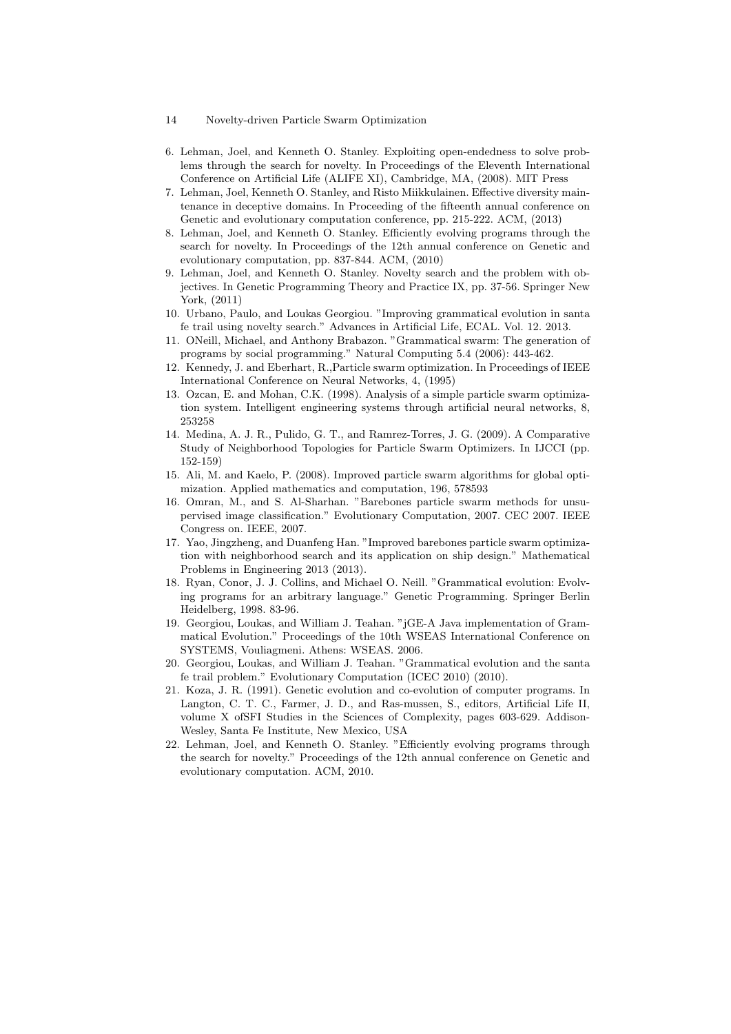6. Lehman, Joel, and Kenneth O. Stanley. Exploiting open-endedness to solve problems through the search for novelty. In Proceedings of the Eleventh International Conference on Artificial Life (ALIFE XI), Cambridge, MA, (2008). MIT Press
7. Lehman, Joel, Kenneth O. Stanley, and Risto Miikkulainen. Effective diversity maintenance in deceptive domains. In Proceeding of the fifteenth annual conference on Genetic and evolutionary computation conference, pp. 215-222. ACM, (2013)
8. Lehman, Joel, and Kenneth O. Stanley. Efficiently evolving programs through the search for novelty. In Proceedings of the 12th annual conference on Genetic and evolutionary computation, pp. 837-844. ACM, (2010)
9. Lehman, Joel, and Kenneth O. Stanley. Novelty search and the problem with objectives. In Genetic Programming Theory and Practice IX, pp. 37-56. Springer New York, (2011)
10. Urbano, Paulo, and Loukas Georgiou. "Improving grammatical evolution in santa fe trail using novelty search." Advances in Artificial Life, ECAL. Vol. 12. 2013.
11. ONeill, Michael, and Anthony Brabazon. "Grammatical swarm: The generation of programs by social programming." Natural Computing 5.4 (2006): 443-462.
12. Kennedy, J. and Eberhart, R.,Particle swarm optimization. In Proceedings of IEEE International Conference on Neural Networks, 4, (1995)
13. Ozcan, E. and Mohan, C.K. (1998). Analysis of a simple particle swarm optimization system. Intelligent engineering systems through artificial neural networks, 8, 253258
14. Medina, A. J. R., Pulido, G. T., and Ramrez-Torres, J. G. (2009). A Comparative Study of Neighborhood Topologies for Particle Swarm Optimizers. In IJCCI (pp. 152-159)
15. Ali, M. and Kaelo, P. (2008). Improved particle swarm algorithms for global optimization. Applied mathematics and computation, 196, 578593
16. Omran, M., and S. Al-Sharhan. "Barebones particle swarm methods for unsupervised image classification." Evolutionary Computation, 2007. CEC 2007. IEEE Congress on. IEEE, 2007.
17. Yao, Jingzheng, and Duanfeng Han. "Improved barebones particle swarm optimization with neighborhood search and its application on ship design." Mathematical Problems in Engineering 2013 (2013).
18. Ryan, Conor, J. J. Collins, and Michael O. Neill. "Grammatical evolution: Evolving programs for an arbitrary language." Genetic Programming. Springer Berlin Heidelberg, 1998. 83-96.
19. Georgiou, Loukas, and William J. Teahan. "jGE-A Java implementation of Grammatical Evolution." Proceedings of the 10th WSEAS International Conference on SYSTEMS, Vouliagmeni. Athens: WSEAS. 2006.
20. Georgiou, Loukas, and William J. Teahan. "Grammatical evolution and the santa fe trail problem." Evolutionary Computation (ICEC 2010) (2010).
21. Koza, J. R. (1991). Genetic evolution and co-evolution of computer programs. In Langton, C. T. C., Farmer, J. D., and Ras-mussen, S., editors, Artificial Life II, volume X ofSFI Studies in the Sciences of Complexity, pages 603-629. Addison-Wesley, Santa Fe Institute, New Mexico, USA
22. Lehman, Joel, and Kenneth O. Stanley. "Efficiently evolving programs through the search for novelty." Proceedings of the 12th annual conference on Genetic and evolutionary computation. ACM, 2010.